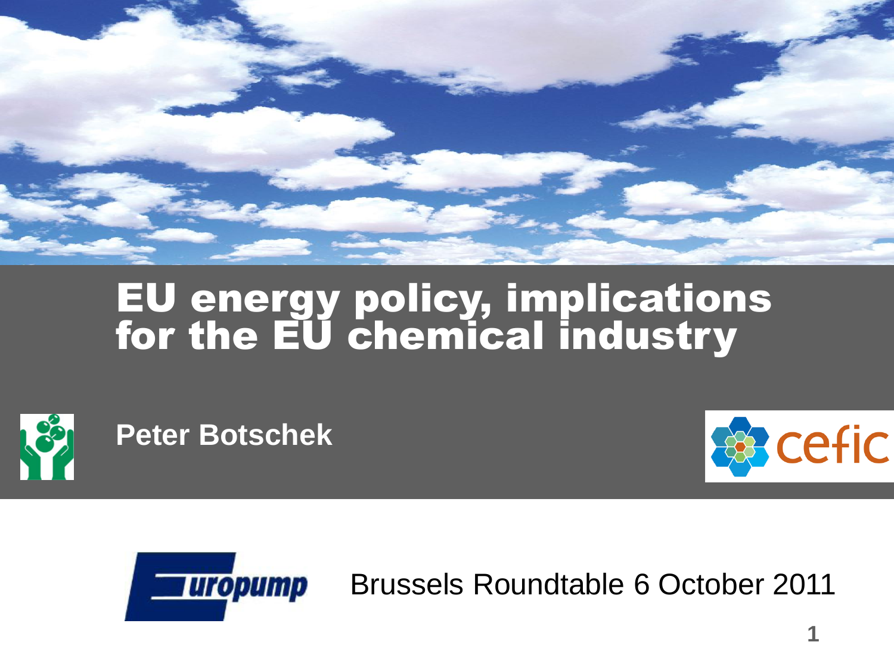# EU energy policy, implications for the EU chemical industry

**Peter Botschek**

cefic

Europump

Brussels Roundtable 6 October 2011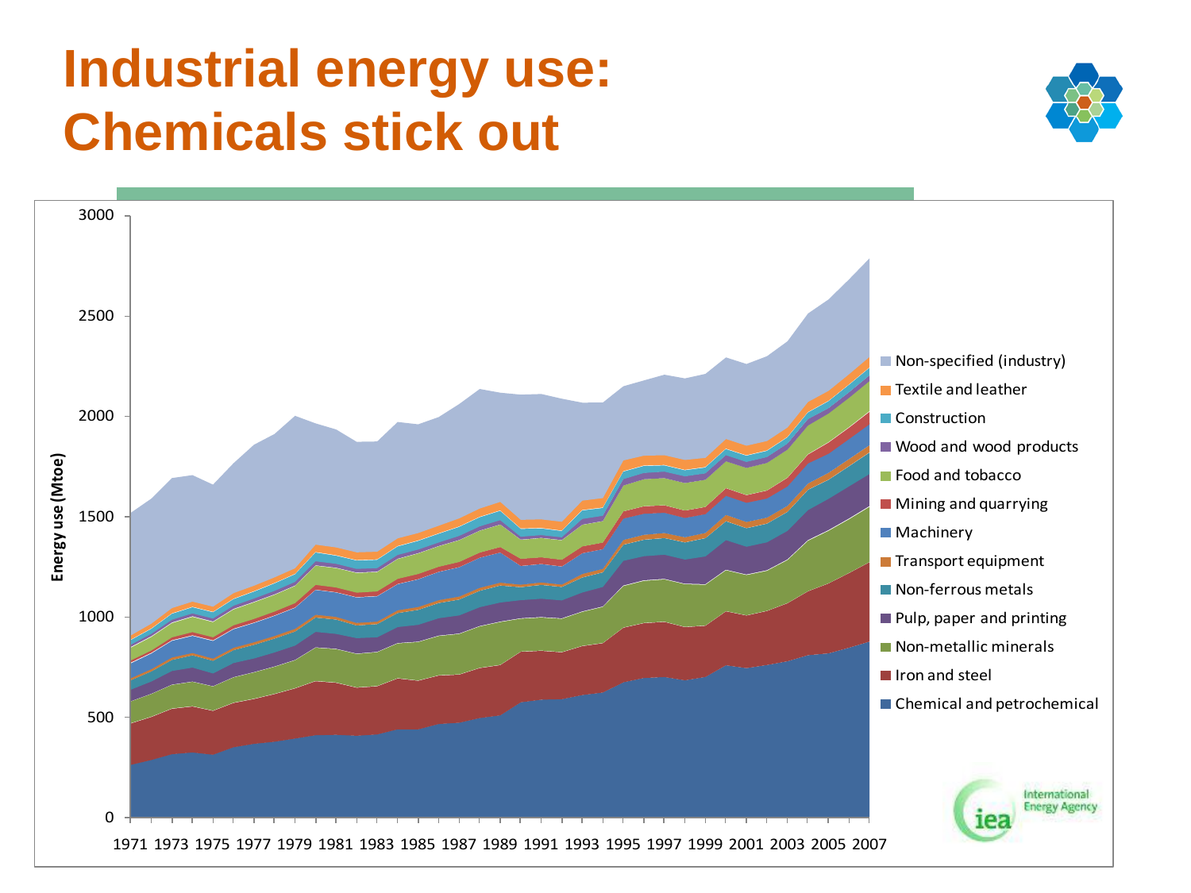# Industrial energy use: Chemicals stick out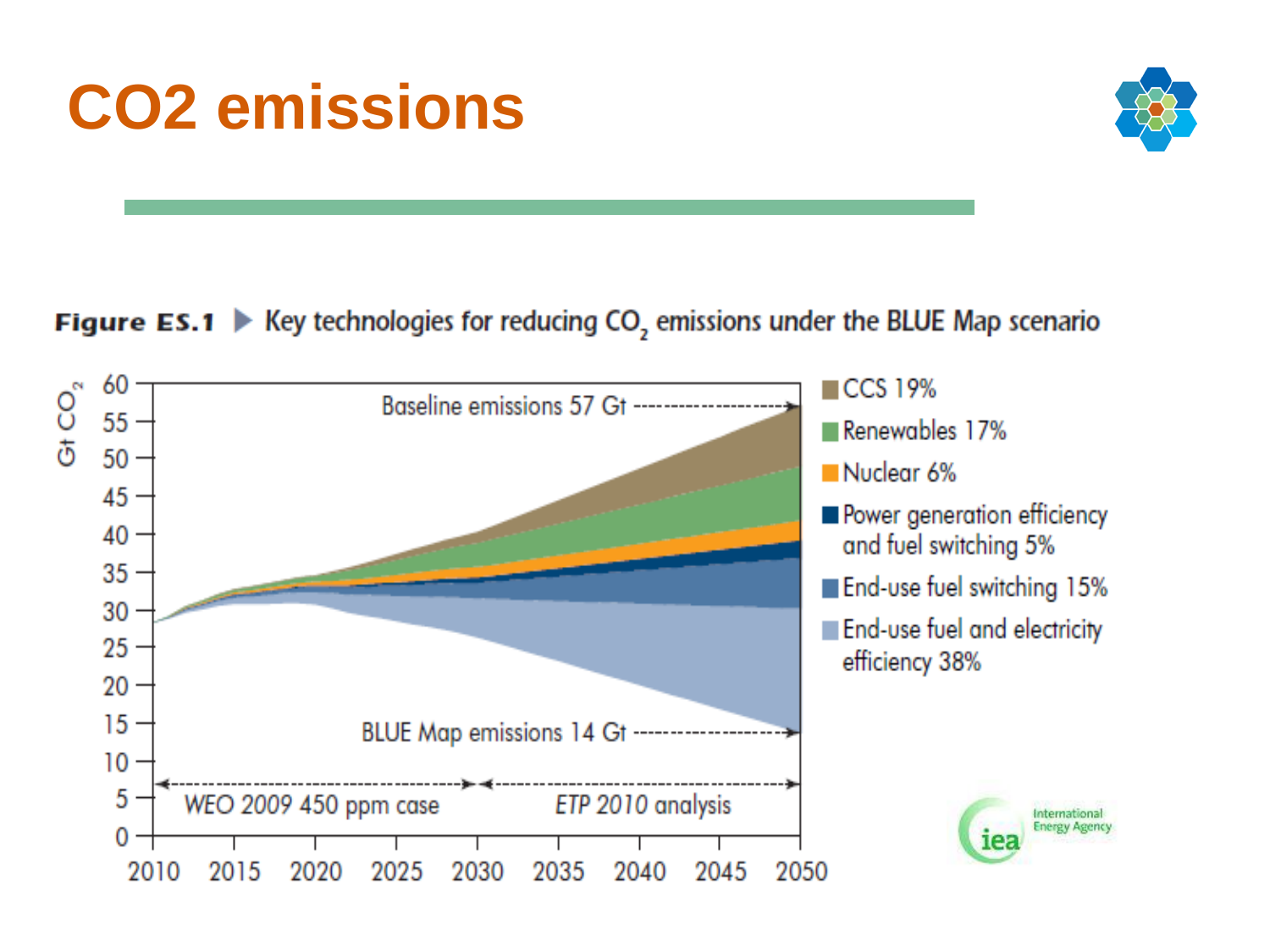# CO2 emissions

**Figure ES.1** ▶ Key technologies for reducing $CO_2$ emissions under the BLUE Map scenario

Gt $CO_2$

Baseline emissions 57 Gt

BLUE Map emissions 14 Gt

*WEO 2009 450 ppm case*

*ETP 2010 analysis*

- CCS 19%
- Renewables 17%
- Nuclear 6%
- Power generation efficiency and fuel switching 5%
- End-use fuel switching 15%
- End-use fuel and electricity efficiency 38%

International Energy Agency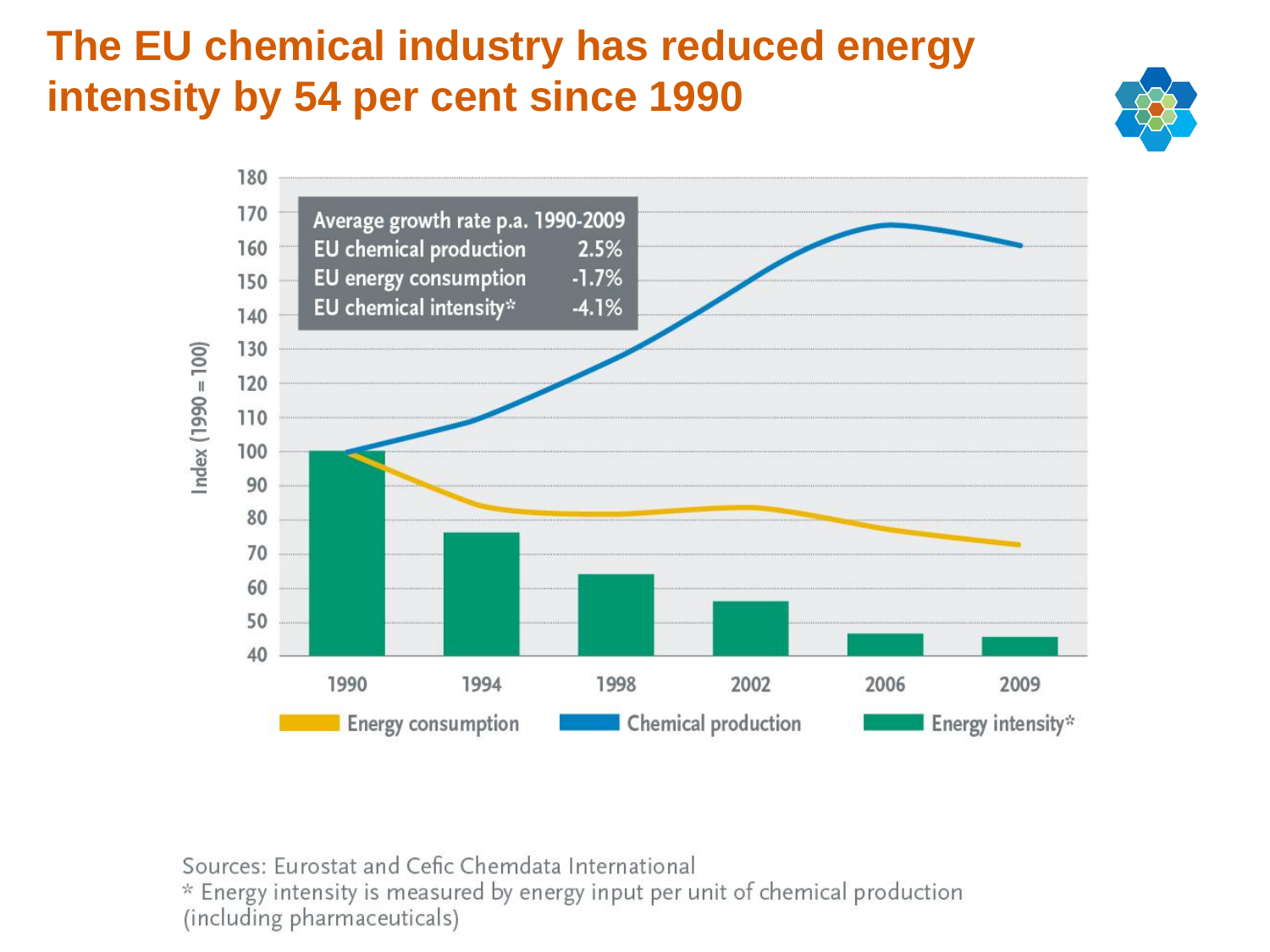# The EU chemical industry has reduced energy intensity by 54 per cent since 1990

| Average growth rate p.a. 1990-2009 | |
|---|---|
| EU chemical production | 2.5% |
| EU energy consumption | -1.7% |
| EU chemical intensity* | -4.1% |

Index (1990 = 100)

1990 | 1994 | 1998 | 2002 | 2006 | 2009

Energy consumption | Chemical production | Energy intensity*

Sources: Eurostat and Cefic Chemdata International

* Energy intensity is measured by energy input per unit of chemical production (including pharmaceuticals)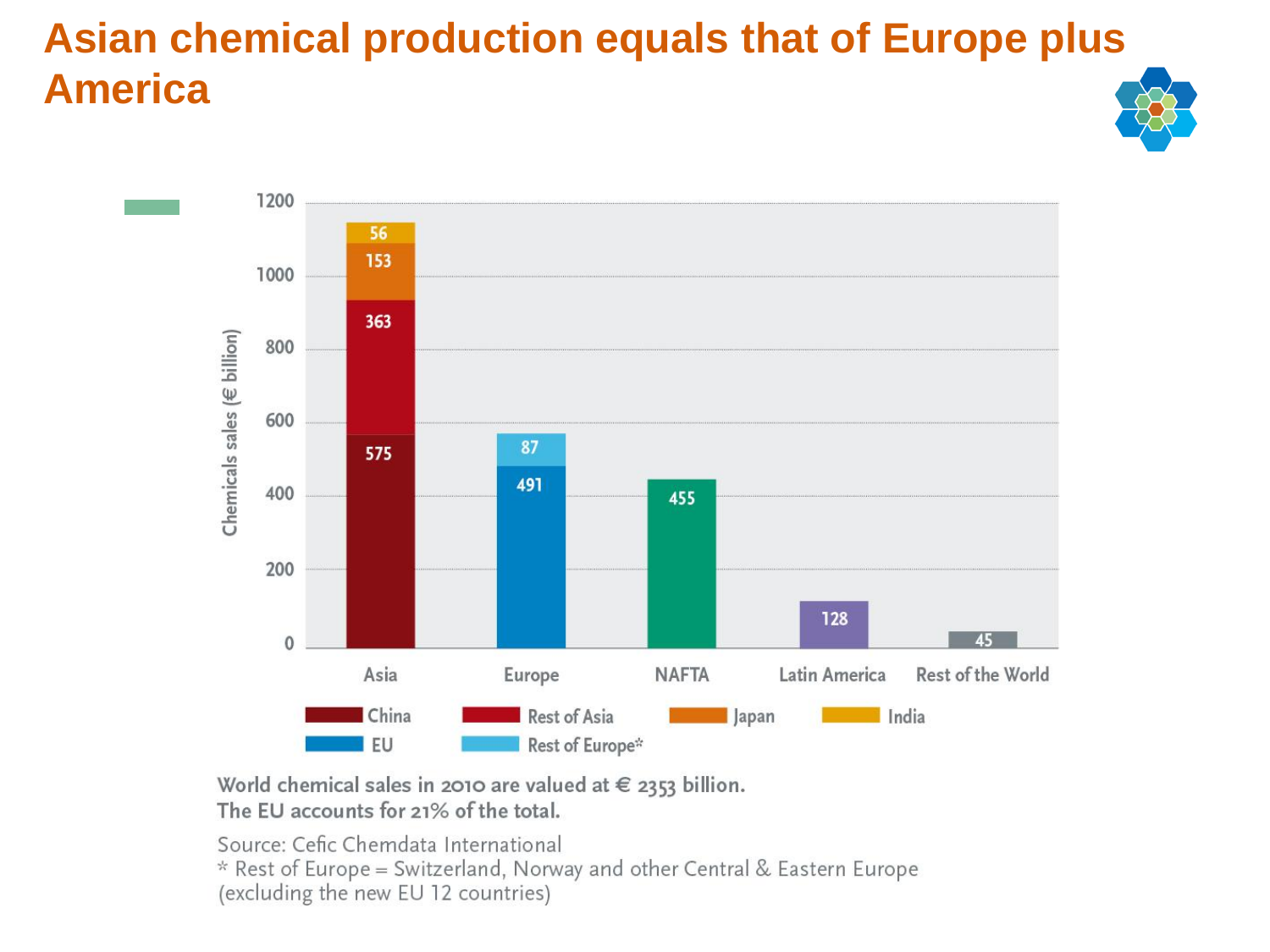# Asian chemical production equals that of Europe plus America

| Region | China | Rest of Asia | Japan | India | EU | Rest of Europe* | Total |
|---|---|---|---|---|---|---|---|
| Asia | 575 | 363 | 153 | 56 | | | |
| Europe | | | | | 491 | 87 | |
| NAFTA | | | | | | | 455 |
| Latin America | | | | | | | 128 |
| Rest of the World | | | | | | | 45 |

Chemicals sales (€ billion)

World chemical sales in 2010 are valued at € 2353 billion.
The EU accounts for 21% of the total.

Source: Cefic Chemdata International
* Rest of Europe = Switzerland, Norway and other Central & Eastern Europe (excluding the new EU 12 countries)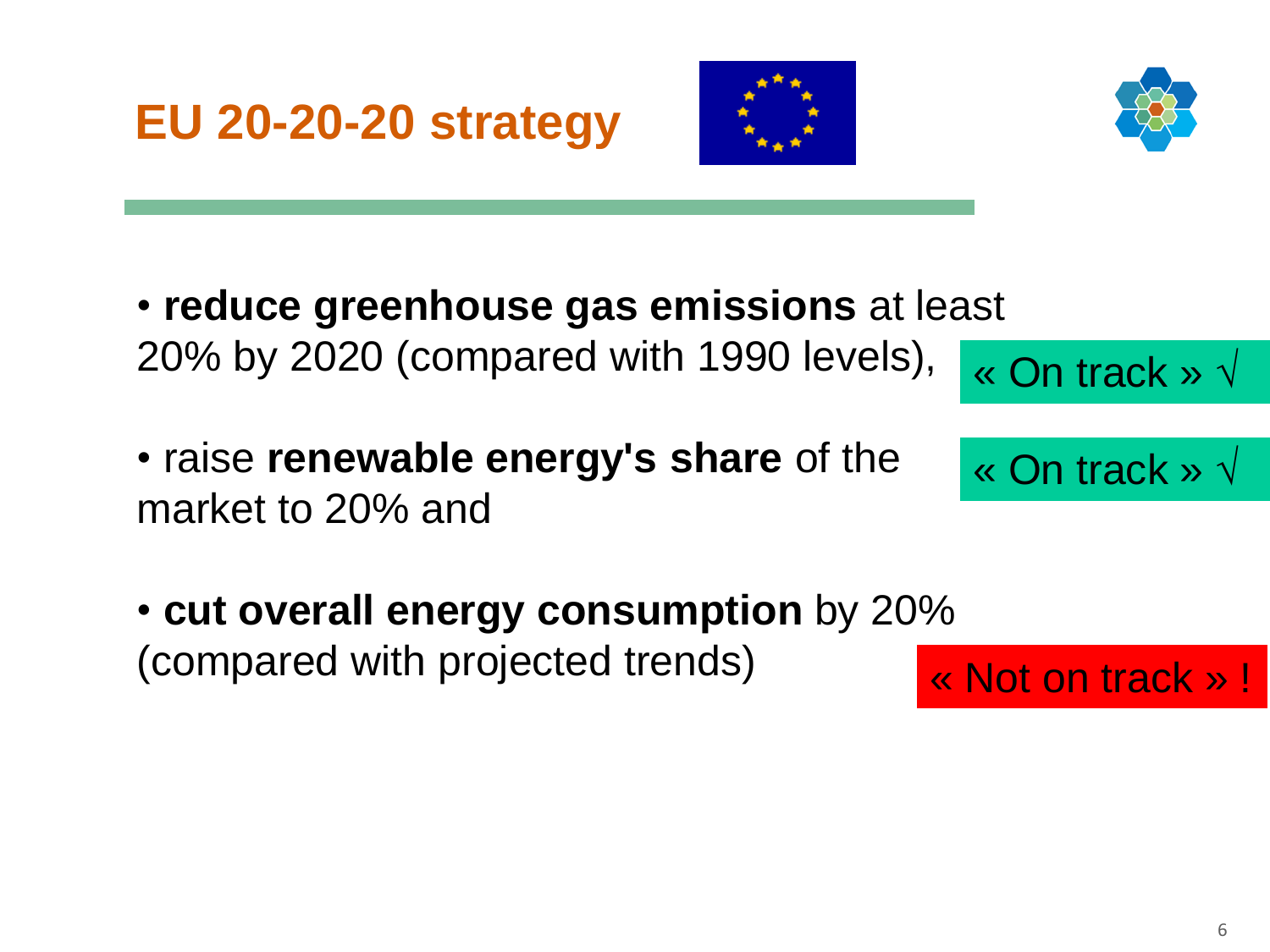# EU 20-20-20 strategy

- **reduce greenhouse gas emissions** at least 20% by 2020 (compared with 1990 levels), « On track » √
- raise **renewable energy's share** of the market to 20% and « On track » √
- **cut overall energy consumption** by 20% (compared with projected trends) « Not on track » !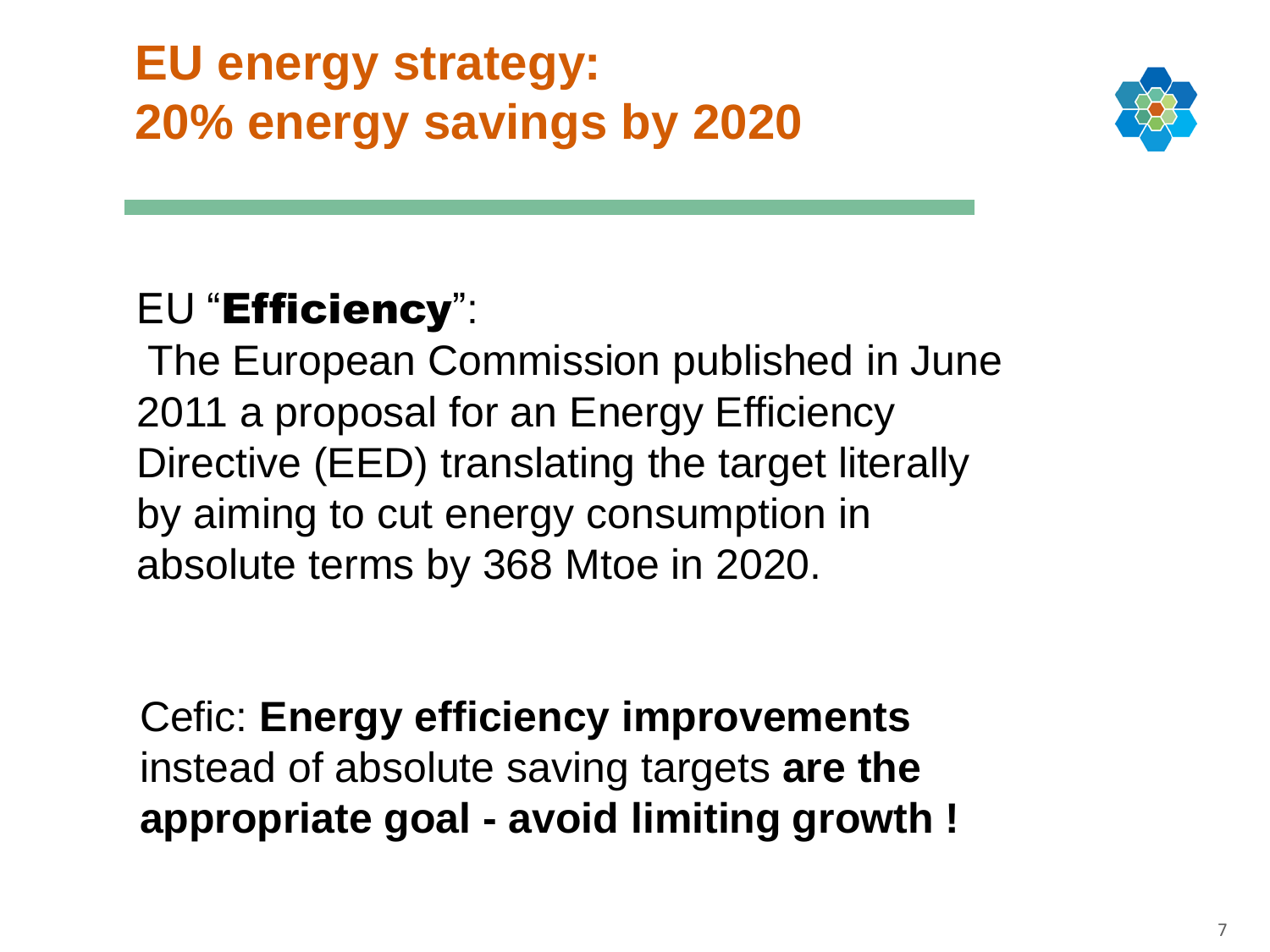# EU energy strategy: 20% energy savings by 2020

EU “**Efficiency**”:

The European Commission published in June 2011 a proposal for an Energy Efficiency Directive (EED) translating the target literally by aiming to cut energy consumption in absolute terms by 368 Mtoe in 2020.

Cefic: **Energy efficiency improvements** instead of absolute saving targets **are the appropriate goal - avoid limiting growth !**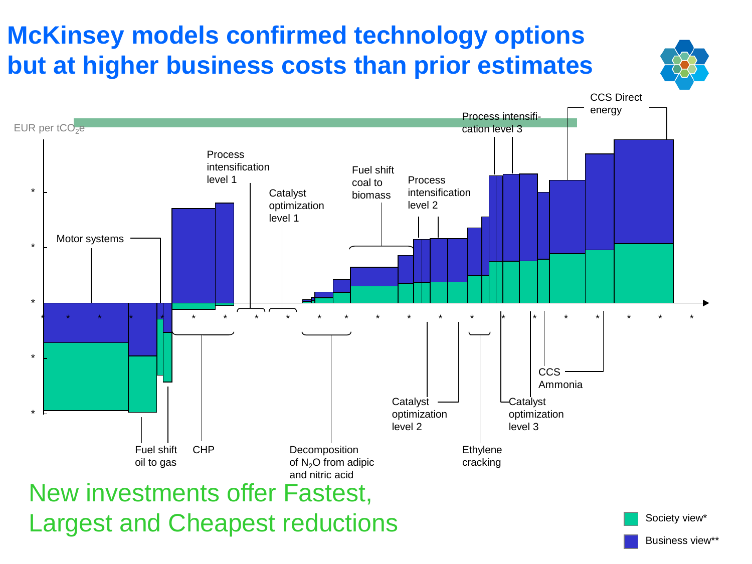# McKinsey models confirmed technology options but at higher business costs than prior estimates

EUR per $tCO_2e$

Motor systems

Fuel shift oil to gas

CHP

Process intensification level 1

Catalyst optimization level 1

Decomposition of $N_2O$ from adipic and nitric acid

Fuel shift coal to biomass

Process intensification level 2

Catalyst optimization level 2

Ethylene cracking

Process intensifi-cation level 3

Catalyst optimization level 3

CCS Ammonia

CCS Direct energy

Society view*

Business view**

New investments offer Fastest, Largest and Cheapest reductions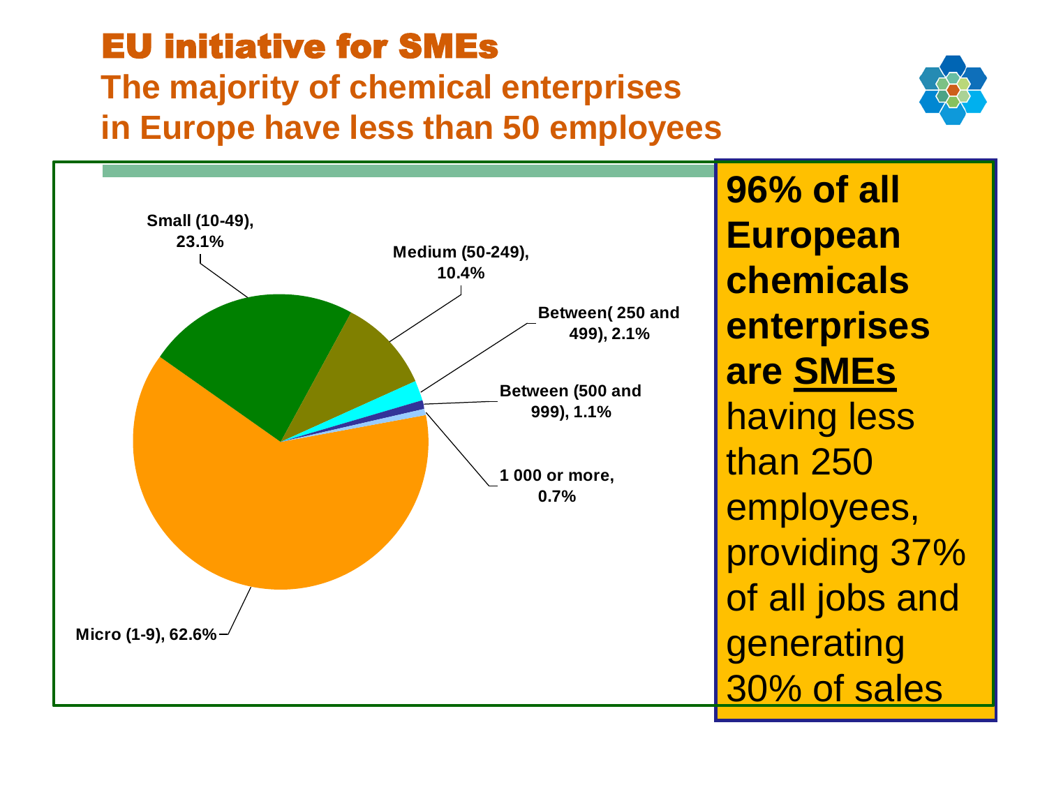# EU initiative for SMEs

## The majority of chemical enterprises in Europe have less than 50 employees

Small (10-49), 23.1%

Medium (50-249), 10.4%

Between( 250 and 499), 2.1%

Between (500 and 999), 1.1%

1 000 or more, 0.7%

Micro (1-9), 62.6%

**96% of all European chemicals enterprises are <u>SMEs</u>** having less than 250 employees, providing 37% of all jobs and generating 30% of sales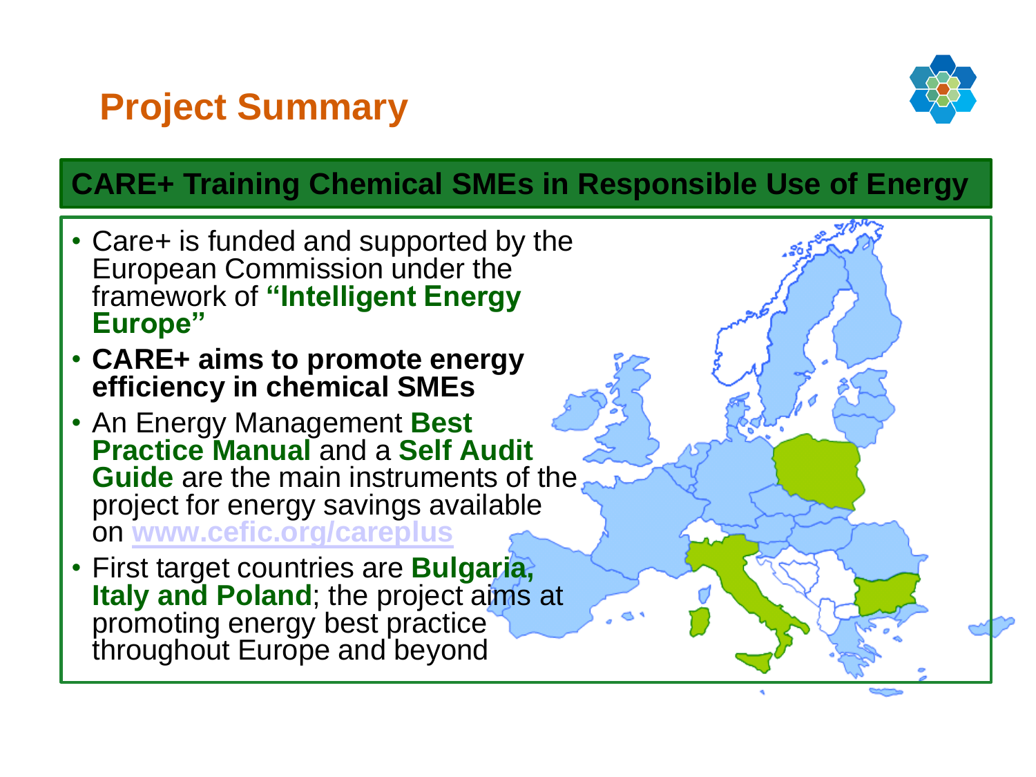# Project Summary

## CARE+ Training Chemical SMEs in Responsible Use of Energy

- Care+ is funded and supported by the European Commission under the framework of **"Intelligent Energy Europe"**
- **CARE+ aims to promote energy efficiency in chemical SMEs**
- An Energy Management **Best Practice Manual** and a **Self Audit Guide** are the main instruments of the project for energy savings available on **www.cefic.org/careplus**
- First target countries are **Bulgaria, Italy and Poland**; the project aims at promoting energy best practice throughout Europe and beyond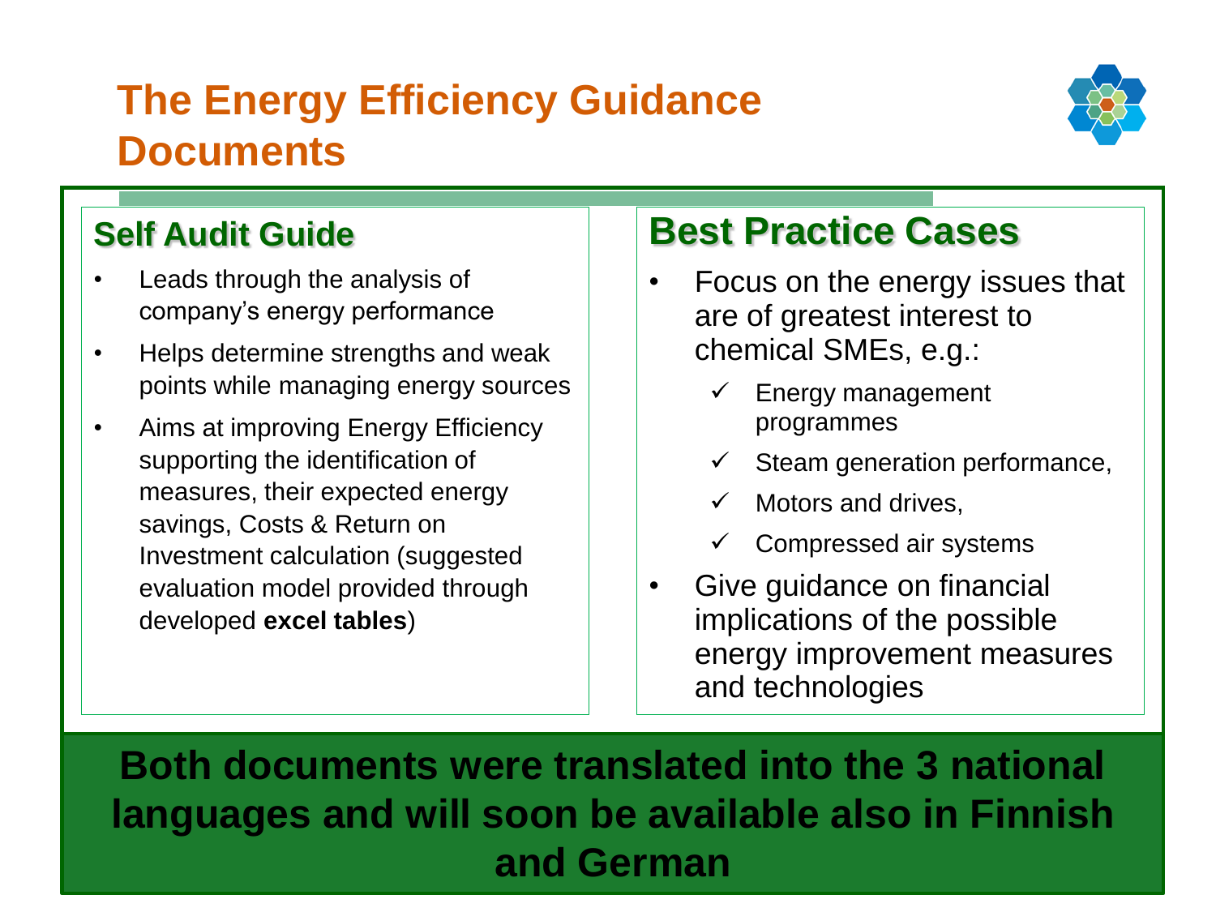# The Energy Efficiency Guidance Documents

## Self Audit Guide

- Leads through the analysis of company's energy performance
- Helps determine strengths and weak points while managing energy sources
- Aims at improving Energy Efficiency supporting the identification of measures, their expected energy savings, Costs & Return on Investment calculation (suggested evaluation model provided through developed **excel tables**)

## Best Practice Cases

- Focus on the energy issues that are of greatest interest to chemical SMEs, e.g.:
  - ✓ Energy management programmes
  - ✓ Steam generation performance,
  - ✓ Motors and drives,
  - ✓ Compressed air systems
- Give guidance on financial implications of the possible energy improvement measures and technologies

**Both documents were translated into the 3 national languages and will soon be available also in Finnish and German**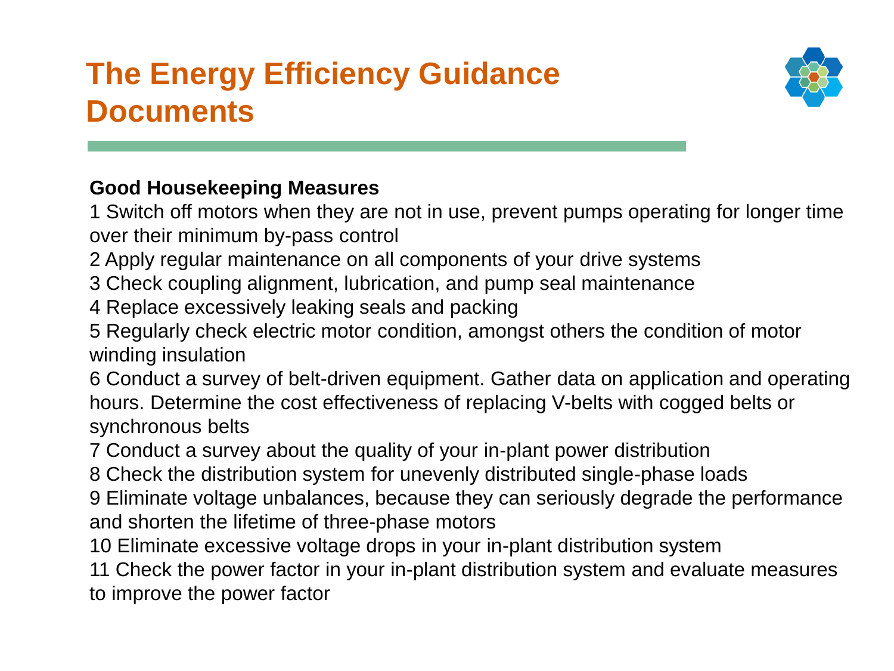# The Energy Efficiency Guidance Documents

**Good Housekeeping Measures**

1 Switch off motors when they are not in use, prevent pumps operating for longer time over their minimum by-pass control

2 Apply regular maintenance on all components of your drive systems

3 Check coupling alignment, lubrication, and pump seal maintenance

4 Replace excessively leaking seals and packing

5 Regularly check electric motor condition, amongst others the condition of motor winding insulation

6 Conduct a survey of belt-driven equipment. Gather data on application and operating hours. Determine the cost effectiveness of replacing V-belts with cogged belts or synchronous belts

7 Conduct a survey about the quality of your in-plant power distribution

8 Check the distribution system for unevenly distributed single-phase loads

9 Eliminate voltage unbalances, because they can seriously degrade the performance and shorten the lifetime of three-phase motors

10 Eliminate excessive voltage drops in your in-plant distribution system

11 Check the power factor in your in-plant distribution system and evaluate measures to improve the power factor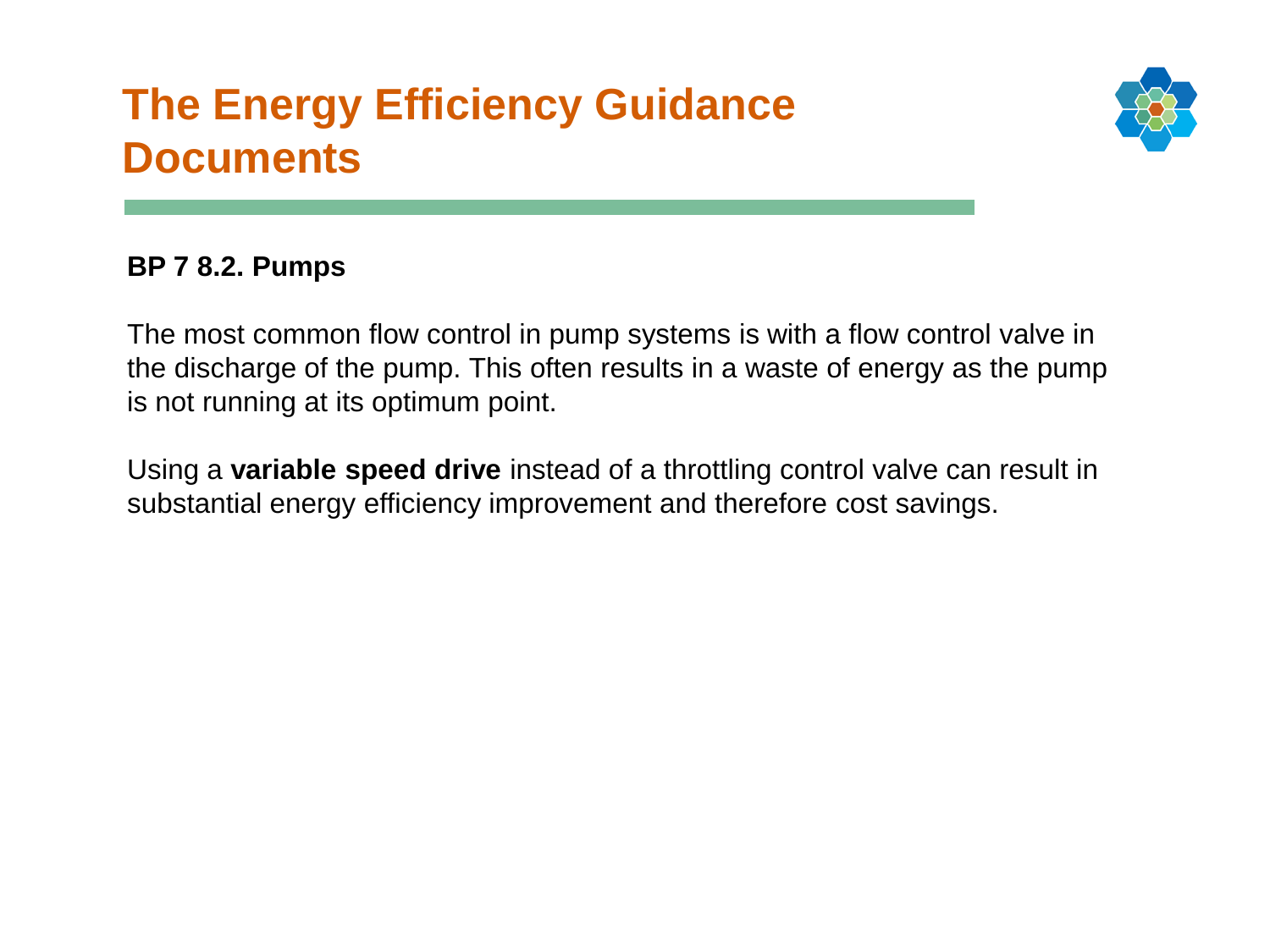# The Energy Efficiency Guidance Documents

**BP 7 8.2. Pumps**

The most common flow control in pump systems is with a flow control valve in the discharge of the pump. This often results in a waste of energy as the pump is not running at its optimum point.

Using a **variable speed drive** instead of a throttling control valve can result in substantial energy efficiency improvement and therefore cost savings.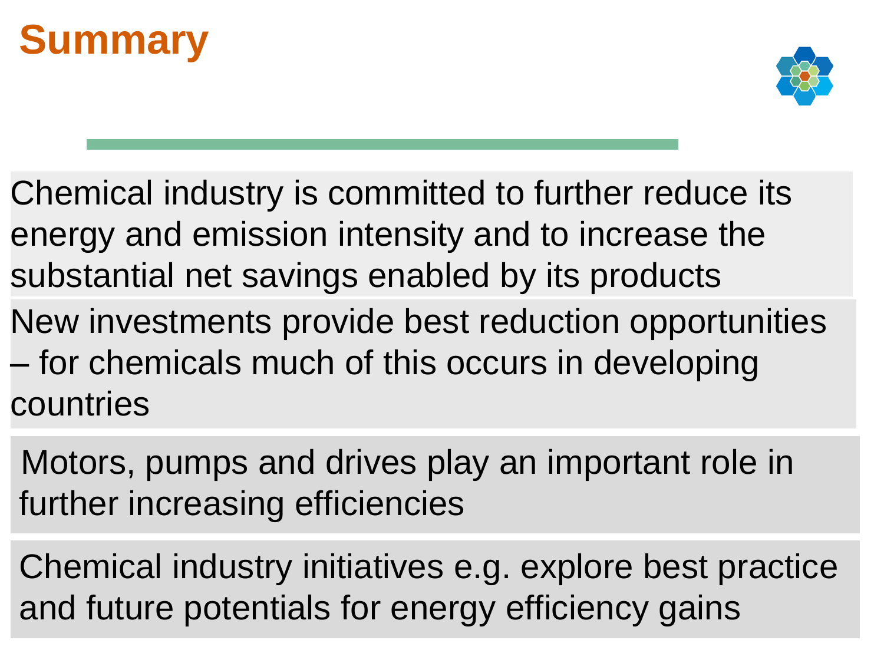# Summary

Chemical industry is committed to further reduce its energy and emission intensity and to increase the substantial net savings enabled by its products

New investments provide best reduction opportunities – for chemicals much of this occurs in developing countries

Motors, pumps and drives play an important role in further increasing efficiencies

Chemical industry initiatives e.g. explore best practice and future potentials for energy efficiency gains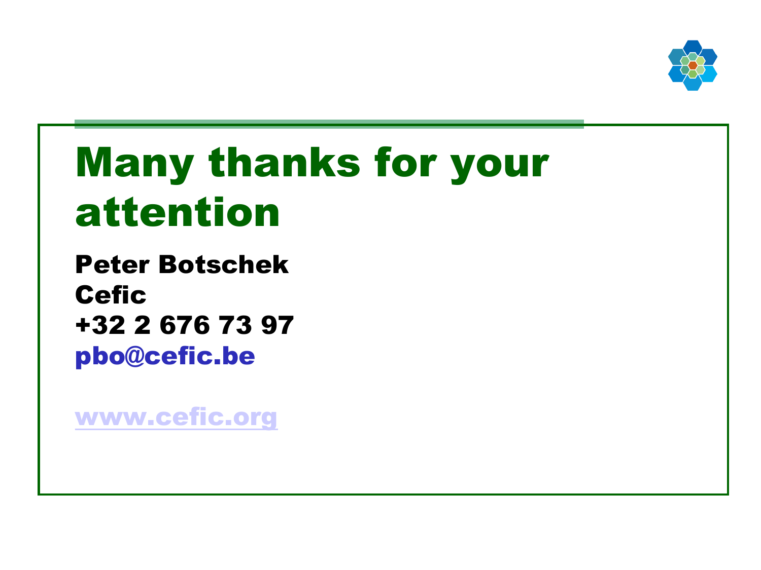# Many thanks for your attention

**Peter Botschek**
**Cefic**
**+32 2 676 73 97**
**pbo@cefic.be**

**www.cefic.org**